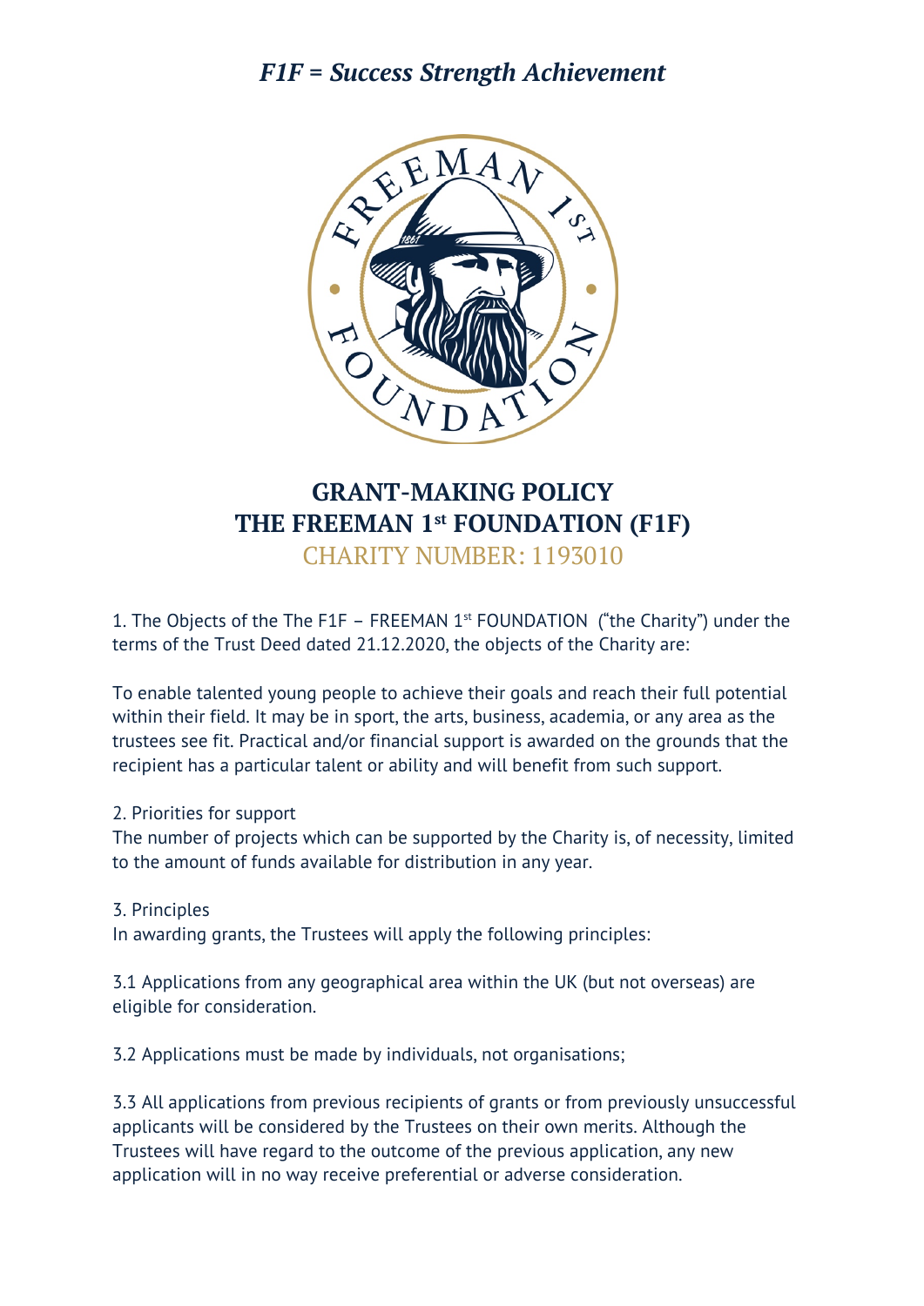*F1F = Success Strength Achievement*

# GRANT-MAKING POLICY
# THE FREEMAN 1st FOUNDATION (F1F)

CHARITY NUMBER: 1193010

1. The Objects of the The F1F – FREEMAN 1st FOUNDATION ("the Charity") under the terms of the Trust Deed dated 21.12.2020, the objects of the Charity are:

To enable talented young people to achieve their goals and reach their full potential within their field. It may be in sport, the arts, business, academia, or any area as the trustees see fit. Practical and/or financial support is awarded on the grounds that the recipient has a particular talent or ability and will benefit from such support.

2. Priorities for support

The number of projects which can be supported by the Charity is, of necessity, limited to the amount of funds available for distribution in any year.

3. Principles

In awarding grants, the Trustees will apply the following principles:

3.1 Applications from any geographical area within the UK (but not overseas) are eligible for consideration.

3.2 Applications must be made by individuals, not organisations;

3.3 All applications from previous recipients of grants or from previously unsuccessful applicants will be considered by the Trustees on their own merits. Although the Trustees will have regard to the outcome of the previous application, any new application will in no way receive preferential or adverse consideration.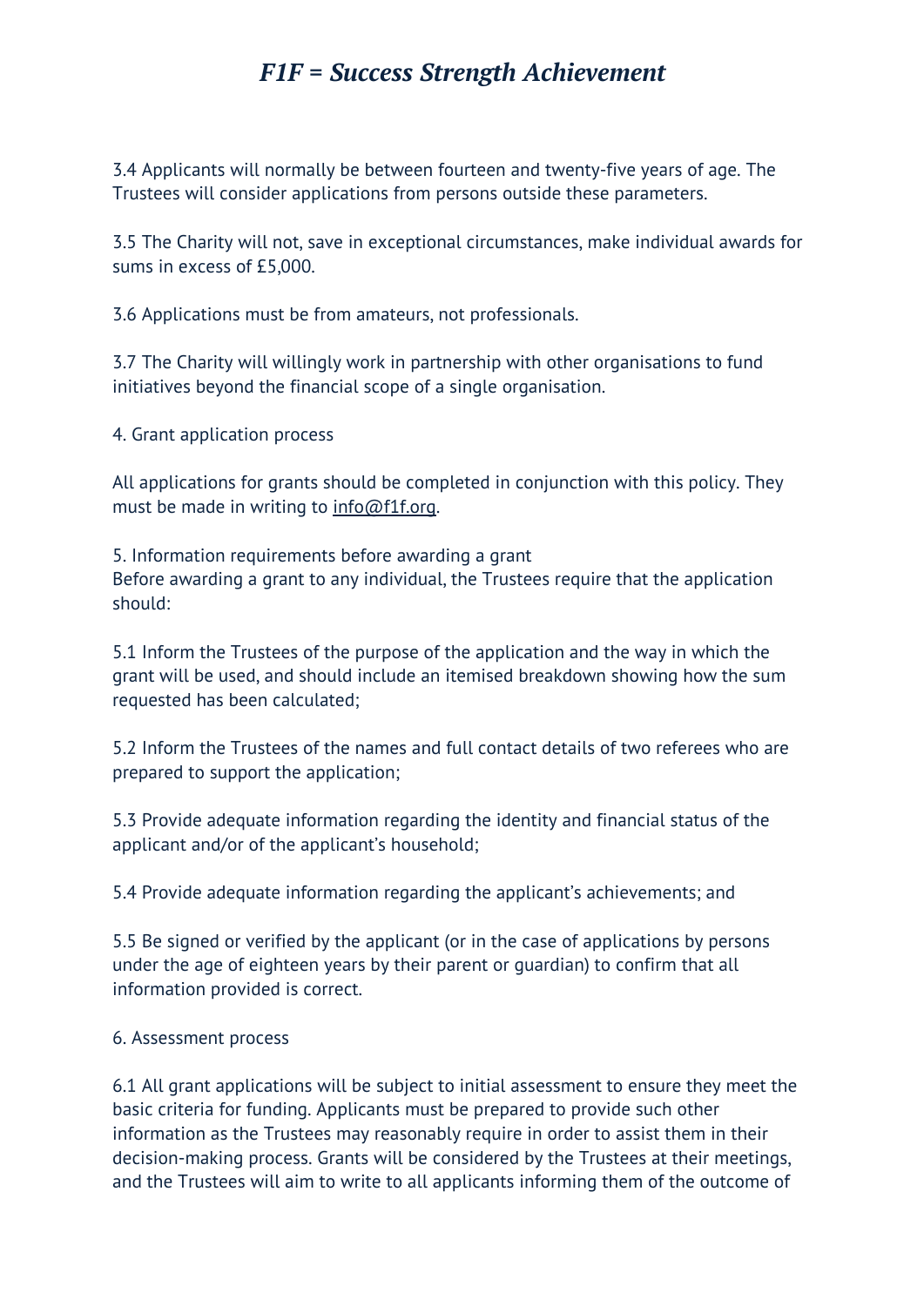3.4 Applicants will normally be between fourteen and twenty-five years of age. The Trustees will consider applications from persons outside these parameters.

3.5 The Charity will not, save in exceptional circumstances, make individual awards for sums in excess of £5,000.

3.6 Applications must be from amateurs, not professionals.

3.7 The Charity will willingly work in partnership with other organisations to fund initiatives beyond the financial scope of a single organisation.

4. Grant application process

All applications for grants should be completed in conjunction with this policy. They must be made in writing to info@f1f.org.

5. Information requirements before awarding a grant
Before awarding a grant to any individual, the Trustees require that the application should:

5.1 Inform the Trustees of the purpose of the application and the way in which the grant will be used, and should include an itemised breakdown showing how the sum requested has been calculated;

5.2 Inform the Trustees of the names and full contact details of two referees who are prepared to support the application;

5.3 Provide adequate information regarding the identity and financial status of the applicant and/or of the applicant's household;

5.4 Provide adequate information regarding the applicant's achievements; and

5.5 Be signed or verified by the applicant (or in the case of applications by persons under the age of eighteen years by their parent or guardian) to confirm that all information provided is correct.

6. Assessment process

6.1 All grant applications will be subject to initial assessment to ensure they meet the basic criteria for funding. Applicants must be prepared to provide such other information as the Trustees may reasonably require in order to assist them in their decision-making process. Grants will be considered by the Trustees at their meetings, and the Trustees will aim to write to all applicants informing them of the outcome of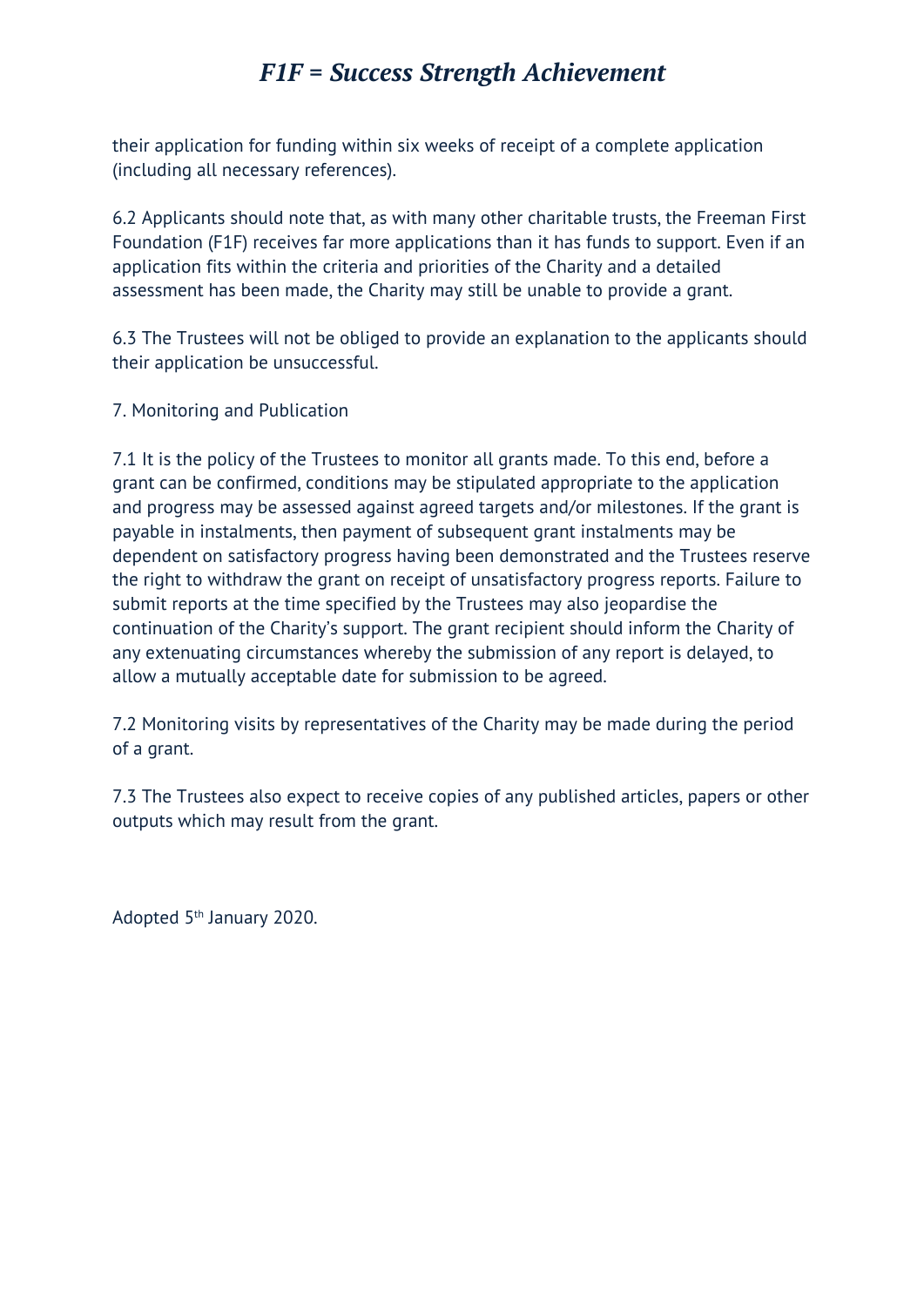their application for funding within six weeks of receipt of a complete application (including all necessary references).

6.2 Applicants should note that, as with many other charitable trusts, the Freeman First Foundation (F1F) receives far more applications than it has funds to support. Even if an application fits within the criteria and priorities of the Charity and a detailed assessment has been made, the Charity may still be unable to provide a grant.

6.3 The Trustees will not be obliged to provide an explanation to the applicants should their application be unsuccessful.

7. Monitoring and Publication

7.1 It is the policy of the Trustees to monitor all grants made. To this end, before a grant can be confirmed, conditions may be stipulated appropriate to the application and progress may be assessed against agreed targets and/or milestones. If the grant is payable in instalments, then payment of subsequent grant instalments may be dependent on satisfactory progress having been demonstrated and the Trustees reserve the right to withdraw the grant on receipt of unsatisfactory progress reports. Failure to submit reports at the time specified by the Trustees may also jeopardise the continuation of the Charity's support. The grant recipient should inform the Charity of any extenuating circumstances whereby the submission of any report is delayed, to allow a mutually acceptable date for submission to be agreed.

7.2 Monitoring visits by representatives of the Charity may be made during the period of a grant.

7.3 The Trustees also expect to receive copies of any published articles, papers or other outputs which may result from the grant.

Adopted 5th January 2020.